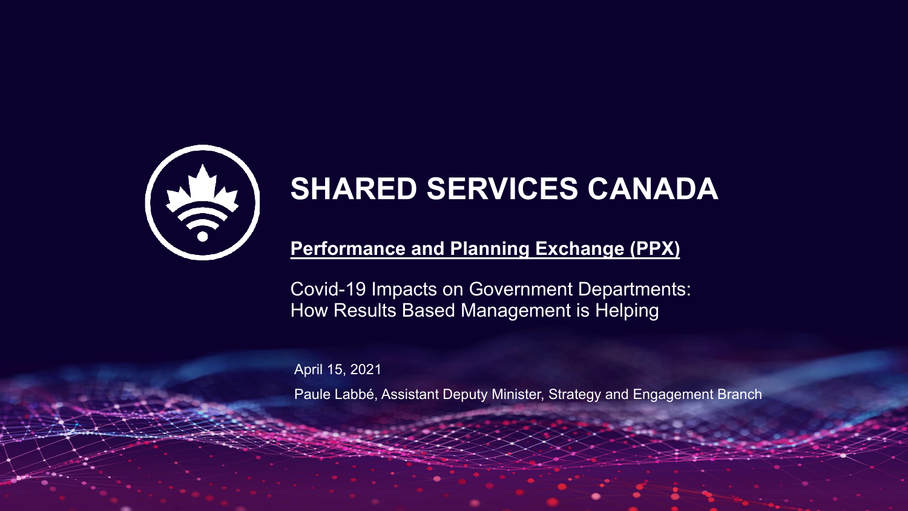# SHARED SERVICES CANADA

**Performance and Planning Exchange (PPX)**

Covid-19 Impacts on Government Departments:
How Results Based Management is Helping

April 15, 2021

Paule Labbé, Assistant Deputy Minister, Strategy and Engagement Branch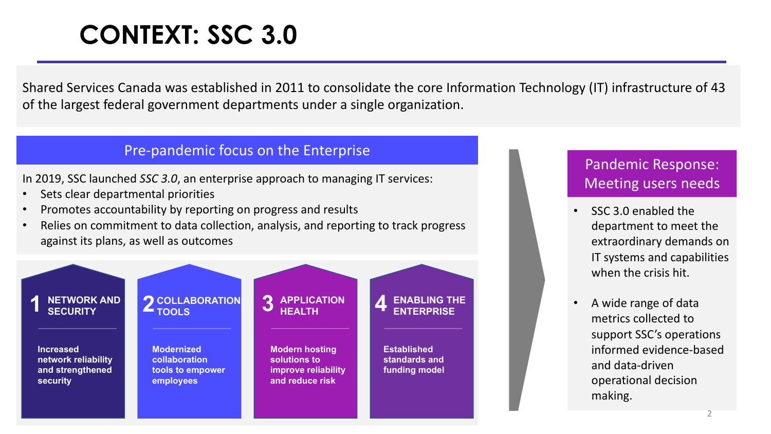# CONTEXT: SSC 3.0

Shared Services Canada was established in 2011 to consolidate the core Information Technology (IT) infrastructure of 43 of the largest federal government departments under a single organization.

## Pre-pandemic focus on the Enterprise

In 2019, SSC launched *SSC 3.0*, an enterprise approach to managing IT services:

- Sets clear departmental priorities
- Promotes accountability by reporting on progress and results
- Relies on commitment to data collection, analysis, and reporting to track progress against its plans, as well as outcomes

### 1 NETWORK AND SECURITY

**Increased network reliability and strengthened security**

### 2 COLLABORATION TOOLS

**Modernized collaboration tools to empower employees**

### 3 APPLICATION HEALTH

**Modern hosting solutions to improve reliability and reduce risk**

### 4 ENABLING THE ENTERPRISE

**Established standards and funding model**

## Pandemic Response: Meeting users needs

- SSC 3.0 enabled the department to meet the extraordinary demands on IT systems and capabilities when the crisis hit.
- A wide range of data metrics collected to support SSC's operations informed evidence-based and data-driven operational decision making.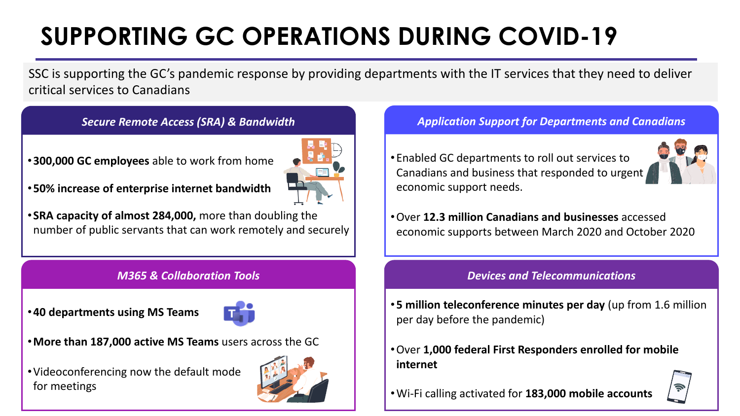# SUPPORTING GC OPERATIONS DURING COVID-19

SSC is supporting the GC's pandemic response by providing departments with the IT services that they need to deliver critical services to Canadians

## *Secure Remote Access (SRA) & Bandwidth*

- **300,000 GC employees** able to work from home
- **50% increase of enterprise internet bandwidth**
- **SRA capacity of almost 284,000,** more than doubling the number of public servants that can work remotely and securely

## *Application Support for Departments and Canadians*

- Enabled GC departments to roll out services to Canadians and business that responded to urgent economic support needs.
- Over **12.3 million Canadians and businesses** accessed economic supports between March 2020 and October 2020

## *M365 & Collaboration Tools*

- **40 departments using MS Teams**
- **More than 187,000 active MS Teams** users across the GC
- Videoconferencing now the default mode for meetings

## *Devices and Telecommunications*

- **5 million teleconference minutes per day** (up from 1.6 million per day before the pandemic)
- Over **1,000 federal First Responders enrolled for mobile internet**
- Wi-Fi calling activated for **183,000 mobile accounts**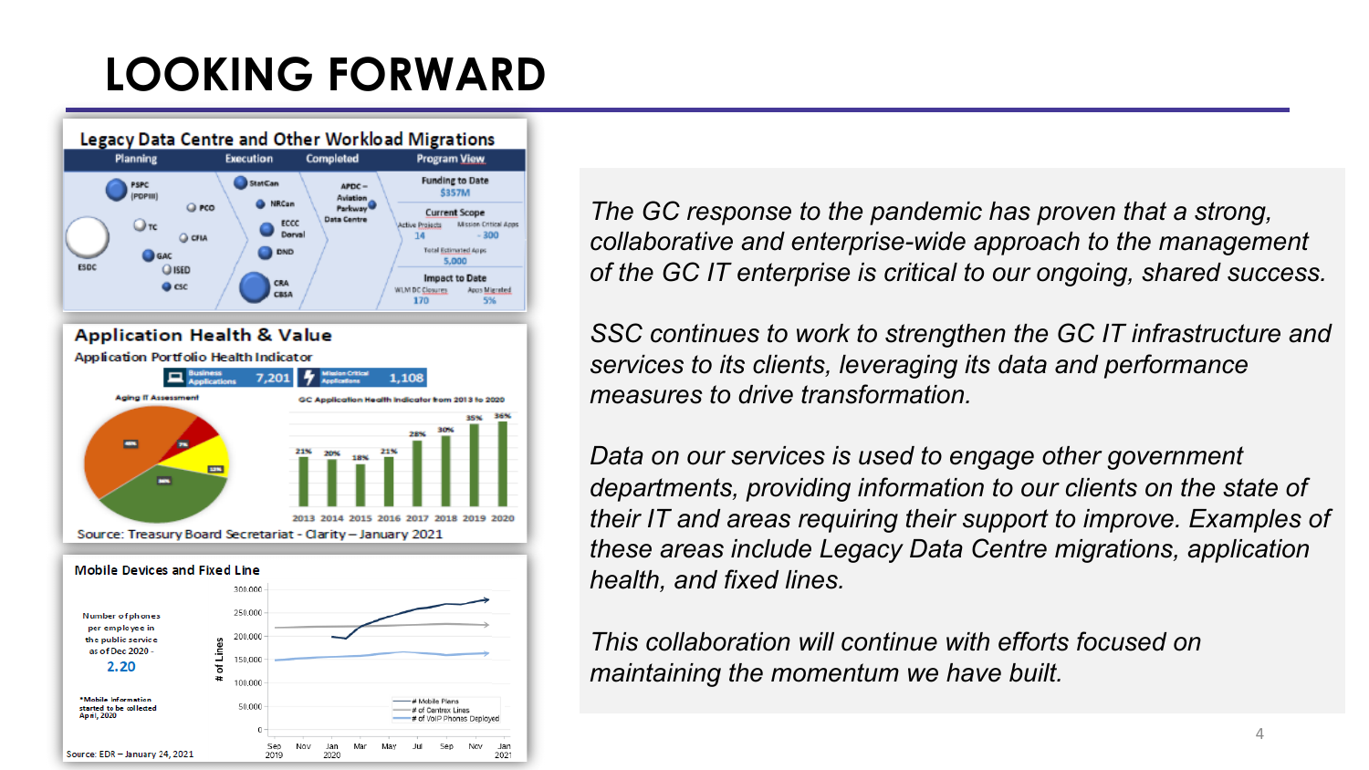# LOOKING FORWARD

## Legacy Data Centre and Other Workload Migrations

Planning | Execution | Completed | Program View

PSPC (PDPIII)
PCO
TC
CFIA
ESDC
GAC
ISED
CSC
StatCan
NRCan
ECCC Dorval
DND
CRA CBSA
APDC – Aviation Parkway Data Centre

Funding to Date
$357M

Current Scope
Active Projects 14
Mission Critical Apps ~300
Total Estimated Apps 5,000

Impact to Date
WLM DC Closures 170
Apps Migrated 5%

## Application Health & Value

Application Portfolio Health Indicator

Business Applications 7,201
Mission Critical Applications 1,108

Aging IT Assessment

7%
13%
GC Application Health Indicator from 2013 to 2020

21% 20% 18% 21% 28% 30% 35% 36%

2013 2014 2015 2016 2017 2018 2019 2020

Source: Treasury Board Secretariat - Clarity – January 2021

## Mobile Devices and Fixed Line

Number of phones per employee in the public service as of Dec 2020 - 2.20

*Mobile information started to be collected April, 2020

# of Lines

300,000
250,000
200,000
150,000
100,000
50,000
0

Sep 2019, Nov, Jan 2020, Mar, May, Jul, Sep, Nov, Jan 2021

\# Mobile Plans
\# of Centrex Lines
\# of VoIP Phones Deployed

Source: EDR – January 24, 2021

*The GC response to the pandemic has proven that a strong, collaborative and enterprise-wide approach to the management of the GC IT enterprise is critical to our ongoing, shared success.*

*SSC continues to work to strengthen the GC IT infrastructure and services to its clients, leveraging its data and performance measures to drive transformation.*

*Data on our services is used to engage other government departments, providing information to our clients on the state of their IT and areas requiring their support to improve. Examples of these areas include Legacy Data Centre migrations, application health, and fixed lines.*

*This collaboration will continue with efforts focused on maintaining the momentum we have built.*